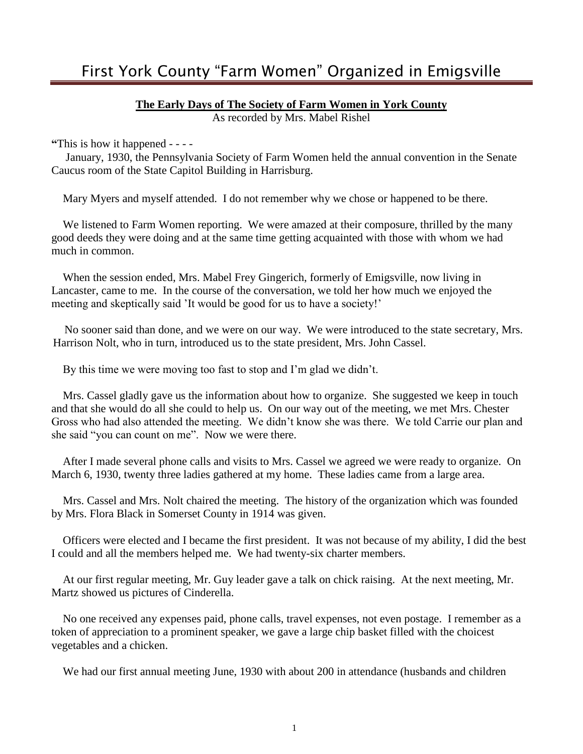# First York County "Farm Women" Organized in Emigsville

**The Early Days of The Society of Farm Women in York County**

As recorded by Mrs. Mabel Rishel

**"**This is how it happened - - - -

January, 1930, the Pennsylvania Society of Farm Women held the annual convention in the Senate Caucus room of the State Capitol Building in Harrisburg.

Mary Myers and myself attended. I do not remember why we chose or happened to be there.

We listened to Farm Women reporting. We were amazed at their composure, thrilled by the many good deeds they were doing and at the same time getting acquainted with those with whom we had much in common.

When the session ended, Mrs. Mabel Frey Gingerich, formerly of Emigsville, now living in Lancaster, came to me. In the course of the conversation, we told her how much we enjoyed the meeting and skeptically said 'It would be good for us to have a society!'

No sooner said than done, and we were on our way. We were introduced to the state secretary, Mrs. Harrison Nolt, who in turn, introduced us to the state president, Mrs. John Cassel.

By this time we were moving too fast to stop and I'm glad we didn't.

Mrs. Cassel gladly gave us the information about how to organize. She suggested we keep in touch and that she would do all she could to help us. On our way out of the meeting, we met Mrs. Chester Gross who had also attended the meeting. We didn't know she was there. We told Carrie our plan and she said "you can count on me". Now we were there.

After I made several phone calls and visits to Mrs. Cassel we agreed we were ready to organize. On March 6, 1930, twenty three ladies gathered at my home. These ladies came from a large area.

Mrs. Cassel and Mrs. Nolt chaired the meeting. The history of the organization which was founded by Mrs. Flora Black in Somerset County in 1914 was given.

Officers were elected and I became the first president. It was not because of my ability, I did the best I could and all the members helped me. We had twenty-six charter members.

At our first regular meeting, Mr. Guy leader gave a talk on chick raising. At the next meeting, Mr. Martz showed us pictures of Cinderella.

No one received any expenses paid, phone calls, travel expenses, not even postage. I remember as a token of appreciation to a prominent speaker, we gave a large chip basket filled with the choicest vegetables and a chicken.

We had our first annual meeting June, 1930 with about 200 in attendance (husbands and children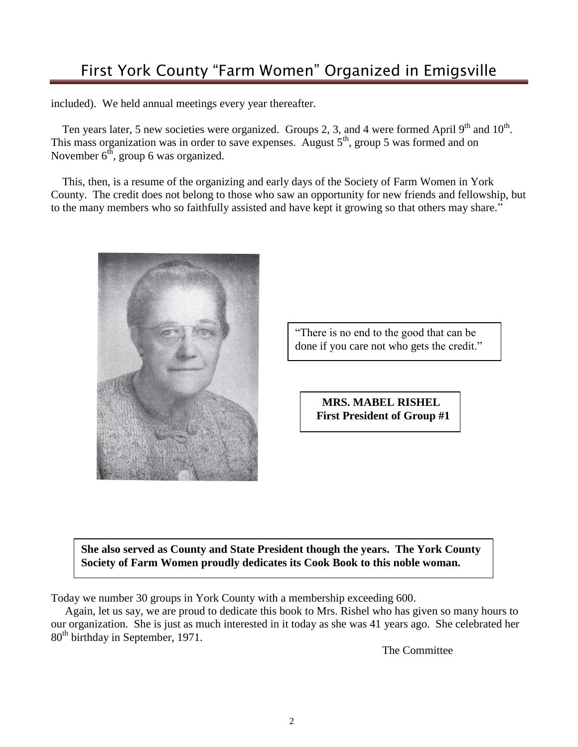# First York County "Farm Women" Organized in Emigsville

included). We held annual meetings every year thereafter.

Ten years later, 5 new societies were organized. Groups 2, 3, and 4 were formed April 9th and 10th. This mass organization was in order to save expenses. August 5th, group 5 was formed and on November 6th, group 6 was organized.

This, then, is a resume of the organizing and early days of the Society of Farm Women in York County. The credit does not belong to those who saw an opportunity for new friends and fellowship, but to the many members who so faithfully assisted and have kept it growing so that others may share."

"There is no end to the good that can be done if you care not who gets the credit."

**MRS. MABEL RISHEL**
**First President of Group #1**

**She also served as County and State President though the years. The York County Society of Farm Women proudly dedicates its Cook Book to this noble woman.**

Today we number 30 groups in York County with a membership exceeding 600.

Again, let us say, we are proud to dedicate this book to Mrs. Rishel who has given so many hours to our organization. She is just as much interested in it today as she was 41 years ago. She celebrated her 80th birthday in September, 1971.

The Committee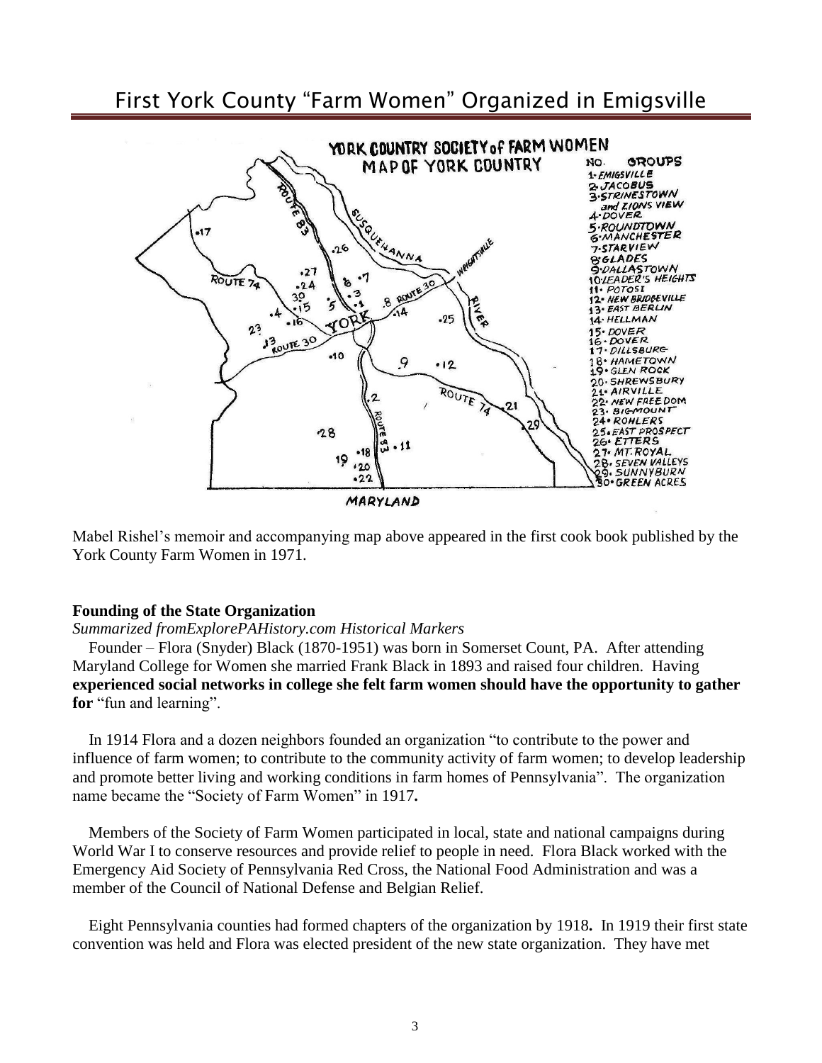# First York County "Farm Women" Organized in Emigsville

Mabel Rishel's memoir and accompanying map above appeared in the first cook book published by the York County Farm Women in 1971.

**Founding of the State Organization**

*Summarized fromExplorePAHistory.com Historical Markers*

Founder – Flora (Snyder) Black (1870-1951) was born in Somerset Count, PA. After attending Maryland College for Women she married Frank Black in 1893 and raised four children. Having **experienced social networks in college she felt farm women should have the opportunity to gather for** "fun and learning".

In 1914 Flora and a dozen neighbors founded an organization "to contribute to the power and influence of farm women; to contribute to the community activity of farm women; to develop leadership and promote better living and working conditions in farm homes of Pennsylvania". The organization name became the "Society of Farm Women" in 1917**.**

Members of the Society of Farm Women participated in local, state and national campaigns during World War I to conserve resources and provide relief to people in need. Flora Black worked with the Emergency Aid Society of Pennsylvania Red Cross, the National Food Administration and was a member of the Council of National Defense and Belgian Relief.

Eight Pennsylvania counties had formed chapters of the organization by 1918**.** In 1919 their first state convention was held and Flora was elected president of the new state organization. They have met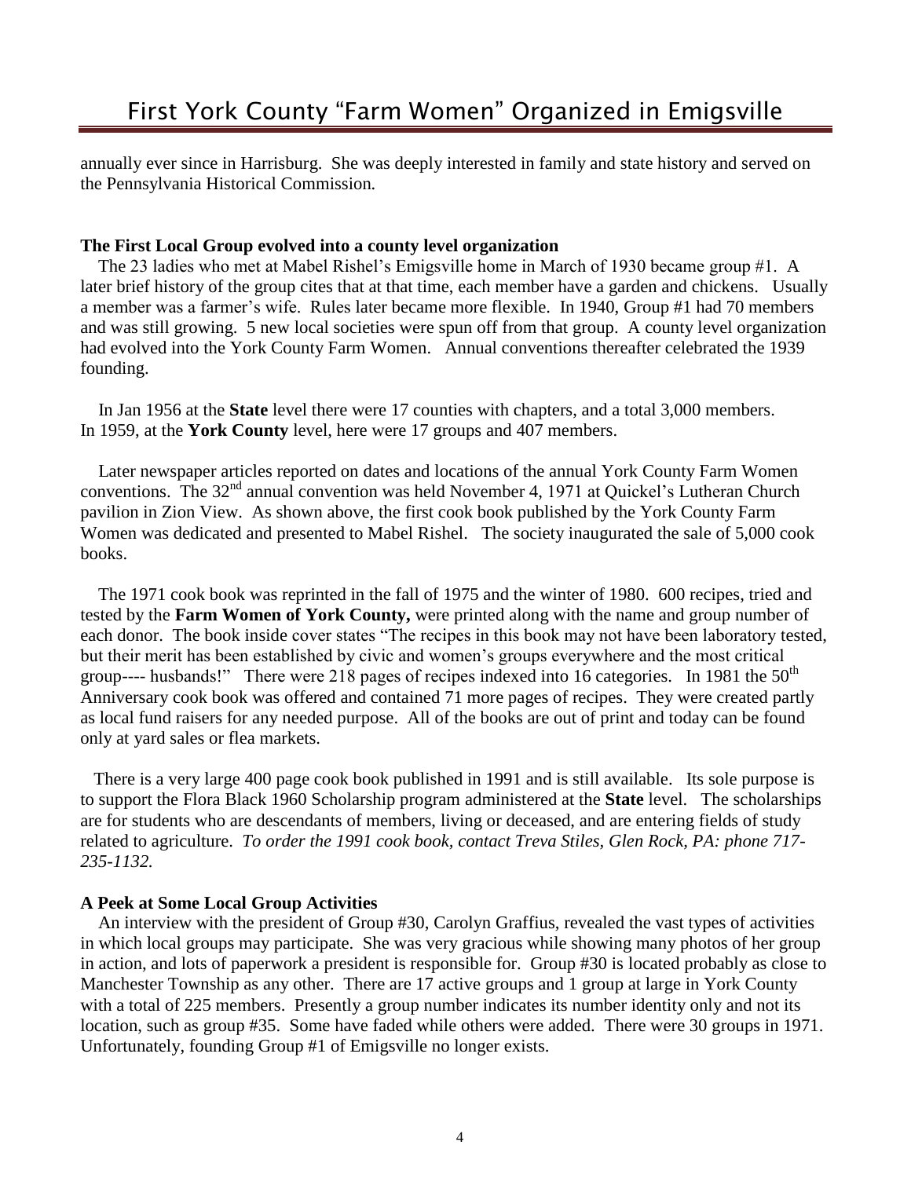annually ever since in Harrisburg. She was deeply interested in family and state history and served on the Pennsylvania Historical Commission.

**The First Local Group evolved into a county level organization**

The 23 ladies who met at Mabel Rishel's Emigsville home in March of 1930 became group #1. A later brief history of the group cites that at that time, each member have a garden and chickens. Usually a member was a farmer's wife. Rules later became more flexible. In 1940, Group #1 had 70 members and was still growing. 5 new local societies were spun off from that group. A county level organization had evolved into the York County Farm Women. Annual conventions thereafter celebrated the 1939 founding.

In Jan 1956 at the **State** level there were 17 counties with chapters, and a total 3,000 members. In 1959, at the **York County** level, here were 17 groups and 407 members.

Later newspaper articles reported on dates and locations of the annual York County Farm Women conventions. The 32nd annual convention was held November 4, 1971 at Quickel's Lutheran Church pavilion in Zion View. As shown above, the first cook book published by the York County Farm Women was dedicated and presented to Mabel Rishel. The society inaugurated the sale of 5,000 cook books.

The 1971 cook book was reprinted in the fall of 1975 and the winter of 1980. 600 recipes, tried and tested by the **Farm Women of York County,** were printed along with the name and group number of each donor. The book inside cover states "The recipes in this book may not have been laboratory tested, but their merit has been established by civic and women's groups everywhere and the most critical group---- husbands!" There were 218 pages of recipes indexed into 16 categories. In 1981 the 50th Anniversary cook book was offered and contained 71 more pages of recipes. They were created partly as local fund raisers for any needed purpose. All of the books are out of print and today can be found only at yard sales or flea markets.

There is a very large 400 page cook book published in 1991 and is still available. Its sole purpose is to support the Flora Black 1960 Scholarship program administered at the **State** level. The scholarships are for students who are descendants of members, living or deceased, and are entering fields of study related to agriculture. *To order the 1991 cook book, contact Treva Stiles, Glen Rock, PA: phone 717-235-1132.*

**A Peek at Some Local Group Activities**

An interview with the president of Group #30, Carolyn Graffius, revealed the vast types of activities in which local groups may participate. She was very gracious while showing many photos of her group in action, and lots of paperwork a president is responsible for. Group #30 is located probably as close to Manchester Township as any other. There are 17 active groups and 1 group at large in York County with a total of 225 members. Presently a group number indicates its number identity only and not its location, such as group #35. Some have faded while others were added. There were 30 groups in 1971. Unfortunately, founding Group #1 of Emigsville no longer exists.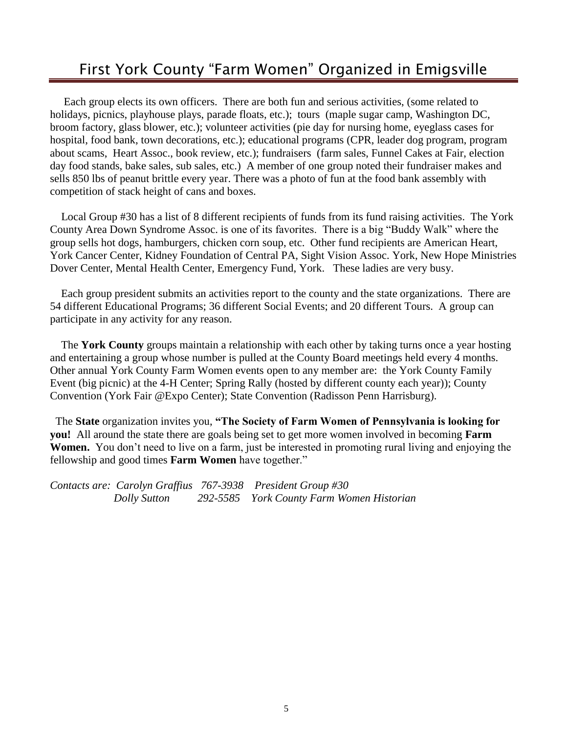# First York County "Farm Women" Organized in Emigsville

Each group elects its own officers. There are both fun and serious activities, (some related to holidays, picnics, playhouse plays, parade floats, etc.); tours (maple sugar camp, Washington DC, broom factory, glass blower, etc.); volunteer activities (pie day for nursing home, eyeglass cases for hospital, food bank, town decorations, etc.); educational programs (CPR, leader dog program, program about scams, Heart Assoc., book review, etc.); fundraisers (farm sales, Funnel Cakes at Fair, election day food stands, bake sales, sub sales, etc.) A member of one group noted their fundraiser makes and sells 850 lbs of peanut brittle every year. There was a photo of fun at the food bank assembly with competition of stack height of cans and boxes.

Local Group #30 has a list of 8 different recipients of funds from its fund raising activities. The York County Area Down Syndrome Assoc. is one of its favorites. There is a big "Buddy Walk" where the group sells hot dogs, hamburgers, chicken corn soup, etc. Other fund recipients are American Heart, York Cancer Center, Kidney Foundation of Central PA, Sight Vision Assoc. York, New Hope Ministries Dover Center, Mental Health Center, Emergency Fund, York. These ladies are very busy.

Each group president submits an activities report to the county and the state organizations. There are 54 different Educational Programs; 36 different Social Events; and 20 different Tours. A group can participate in any activity for any reason.

The **York County** groups maintain a relationship with each other by taking turns once a year hosting and entertaining a group whose number is pulled at the County Board meetings held every 4 months. Other annual York County Farm Women events open to any member are: the York County Family Event (big picnic) at the 4-H Center; Spring Rally (hosted by different county each year)); County Convention (York Fair @Expo Center); State Convention (Radisson Penn Harrisburg).

The **State** organization invites you, **"The Society of Farm Women of Pennsylvania is looking for you!** All around the state there are goals being set to get more women involved in becoming **Farm Women.** You don't need to live on a farm, just be interested in promoting rural living and enjoying the fellowship and good times **Farm Women** have together."

*Contacts are: Carolyn Graffius 767-3938 President Group #30*
*Dolly Sutton 292-5585 York County Farm Women Historian*